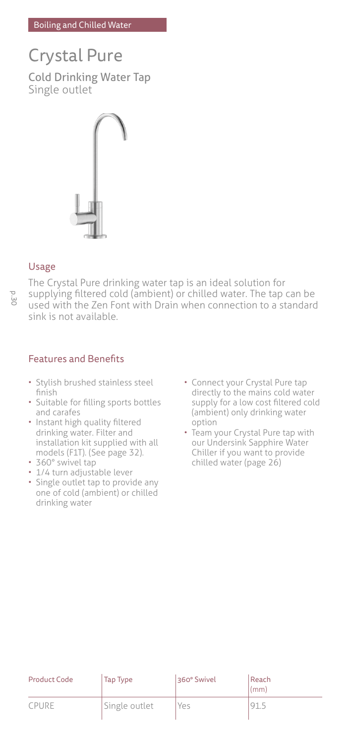Boiling and Chilled Water

# Crystal Pure

## Cold Drinking Water Tap
Single outlet

### Usage

The Crystal Pure drinking water tap is an ideal solution for supplying filtered cold (ambient) or chilled water. The tap can be used with the Zen Font with Drain when connection to a standard sink is not available.

### Features and Benefits

- Stylish brushed stainless steel finish
- Suitable for filling sports bottles and carafes
- Instant high quality filtered drinking water. Filter and installation kit supplied with all models (F1T). (See page 32).
- 360° swivel tap
- 1/4 turn adjustable lever
- Single outlet tap to provide any one of cold (ambient) or chilled drinking water
- Connect your Crystal Pure tap directly to the mains cold water supply for a low cost filtered cold (ambient) only drinking water option
- Team your Crystal Pure tap with our Undersink Sapphire Water Chiller if you want to provide chilled water (page 26)

| Product Code | Tap Type | 360° Swivel | Reach (mm) |
|---|---|---|---|
| CPURE | Single outlet | Yes | 91.5 |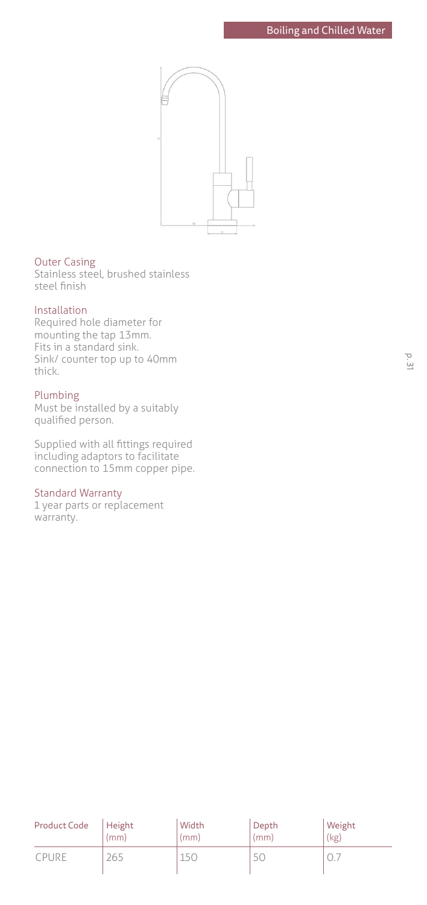### Outer Casing

Stainless steel, brushed stainless steel finish

### Installation

Required hole diameter for mounting the tap 13mm.
Fits in a standard sink.
Sink/ counter top up to 40mm thick.

### Plumbing

Must be installed by a suitably qualified person.

Supplied with all fittings required including adaptors to facilitate connection to 15mm copper pipe.

### Standard Warranty

1 year parts or replacement warranty.

| Product Code | Height (mm) | Width (mm) | Depth (mm) | Weight (kg) |
|---|---|---|---|---|
| CPURE | 265 | 150 | 50 | 0.7 |